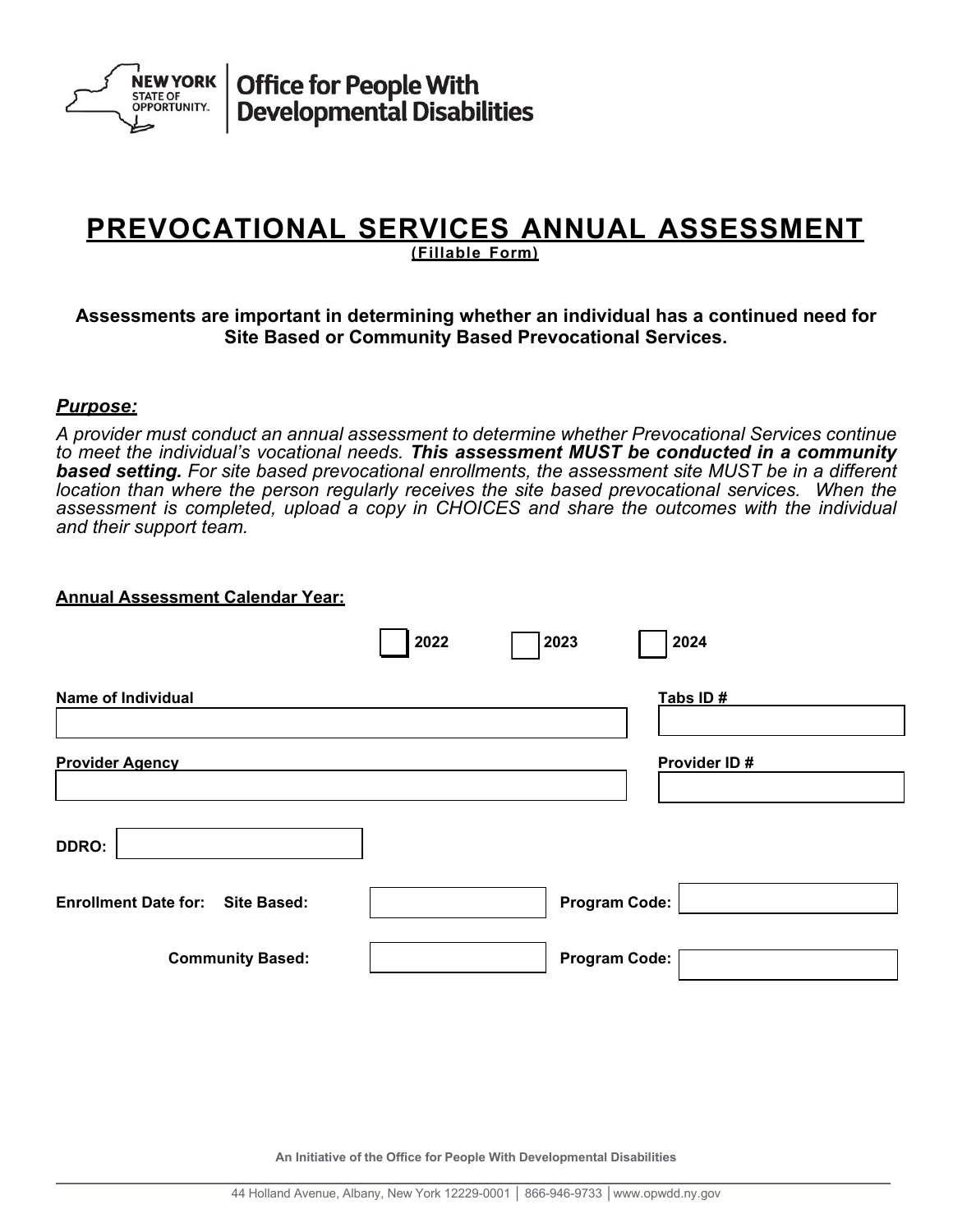NEW YORK STATE OF OPPORTUNITY. | Office for People With Developmental Disabilities

# PREVOCATIONAL SERVICES ANNUAL ASSESSMENT

**(Fillable Form)**

**Assessments are important in determining whether an individual has a continued need for Site Based or Community Based Prevocational Services.**

***Purpose:***

*A provider must conduct an annual assessment to determine whether Prevocational Services continue to meet the individual's vocational needs.* ***This assessment MUST be conducted in a community based setting.*** *For site based prevocational enrollments, the assessment site MUST be in a different location than where the person regularly receives the site based prevocational services. When the assessment is completed, upload a copy in CHOICES and share the outcomes with the individual and their support team.*

**Annual Assessment Calendar Year:**

☐ **2022** ☐ **2023** ☐ **2024**

**Name of Individual** ____________________ **Tabs ID #** ____________

**Provider Agency** ____________________ **Provider ID #** ____________

**DDRO:** ____________

**Enrollment Date for: Site Based:** ____________ **Program Code:** ____________

**Community Based:** ____________ **Program Code:** ____________

An Initiative of the Office for People With Developmental Disabilities

44 Holland Avenue, Albany, New York 12229-0001 | 866-946-9733 | www.opwdd.ny.gov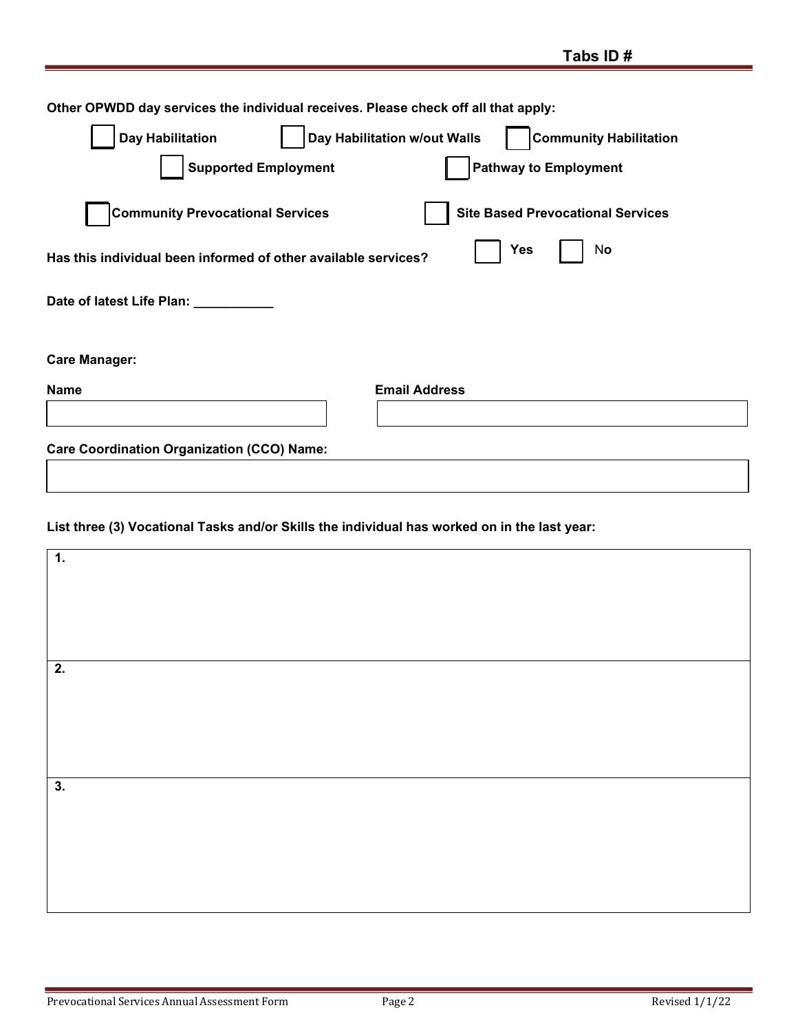**Tabs ID #**

**Other OPWDD day services the individual receives. Please check off all that apply:**

☐ **Day Habilitation** ☐ **Day Habilitation w/out Walls** ☐ **Community Habilitation**

☐ **Supported Employment** ☐ **Pathway to Employment**

☐ **Community Prevocational Services** ☐ **Site Based Prevocational Services**

**Has this individual been informed of other available services?** ☐ **Yes** ☐ **No**

**Date of latest Life Plan:** ___________

**Care Manager:**

| **Name** | **Email Address** |
|---|---|
| | |

**Care Coordination Organization (CCO) Name:**

| |
|---|
| |

**List three (3) Vocational Tasks and/or Skills the individual has worked on in the last year:**

| |
|---|
| **1.** |
| **2.** |
| **3.** |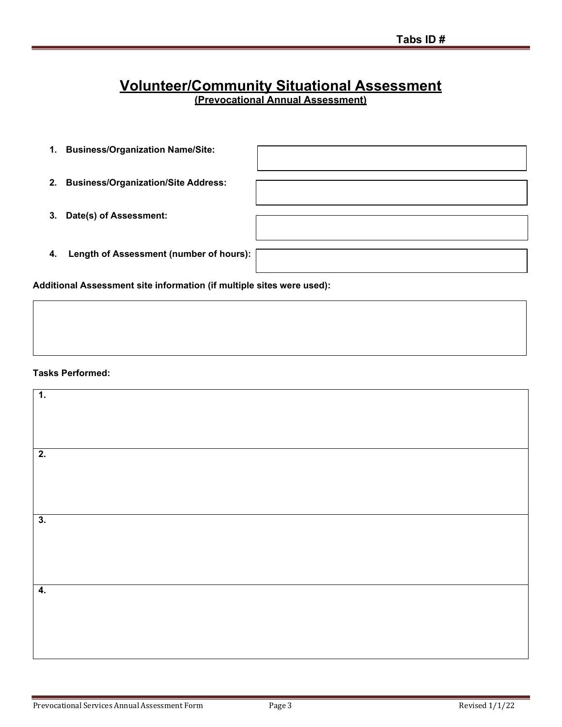Tabs ID #

# Volunteer/Community Situational Assessment

**(Prevocational Annual Assessment)**

| | |
|---|---|
| **1. Business/Organization Name/Site:** | |
| **2. Business/Organization/Site Address:** | |
| **3. Date(s) of Assessment:** | |
| **4. Length of Assessment (number of hours):** | |

**Additional Assessment site information (if multiple sites were used):**

| |
|---|
| |

**Tasks Performed:**

| |
|---|
| **1.** |
| **2.** |
| **3.** |
| **4.** |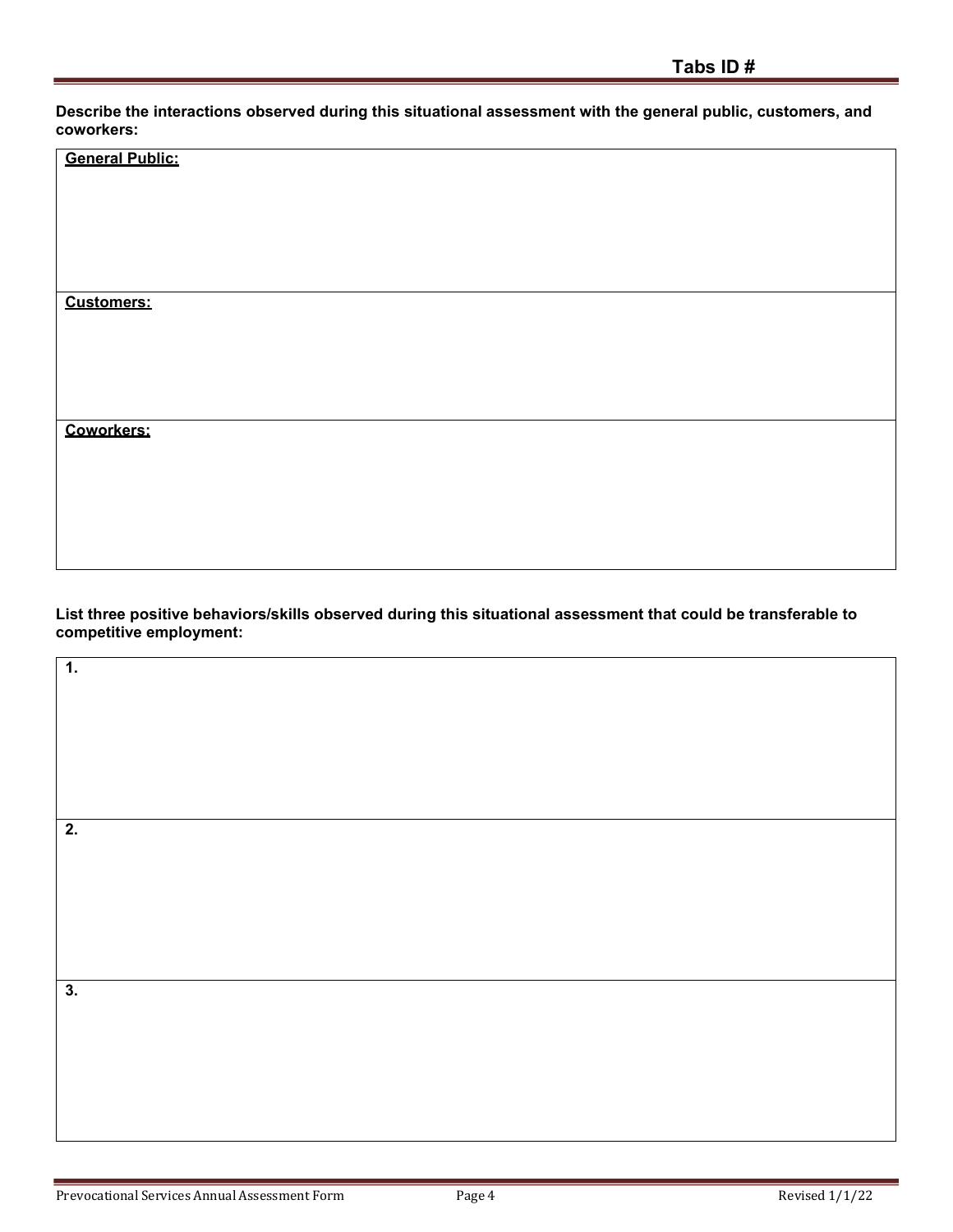**Tabs ID #**

**Describe the interactions observed during this situational assessment with the general public, customers, and coworkers:**

| **General Public:** |
|---|
| **Customers:** |
| **Coworkers:** |

**List three positive behaviors/skills observed during this situational assessment that could be transferable to competitive employment:**

| **1.** |
|---|
| **2.** |
| **3.** |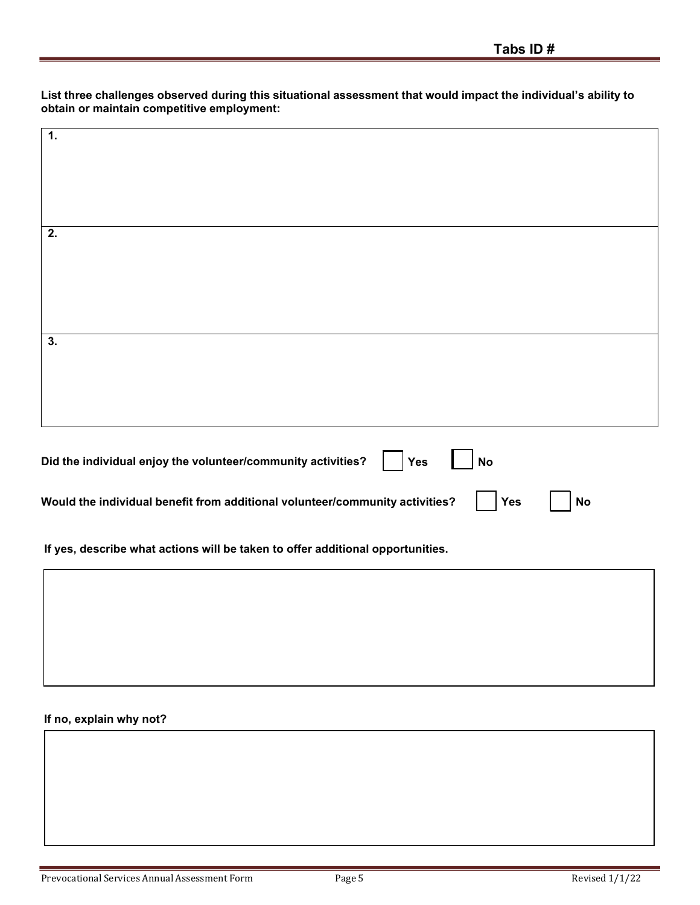**Tabs ID #**

**List three challenges observed during this situational assessment that would impact the individual's ability to obtain or maintain competitive employment:**

| **1.** |
|---|
| **2.** |
| **3.** |

**Did the individual enjoy the volunteer/community activities?** ☐ **Yes** ☐ **No**

**Would the individual benefit from additional volunteer/community activities?** ☐ **Yes** ☐ **No**

**If yes, describe what actions will be taken to offer additional opportunities.**

| |
|---|
| |

**If no, explain why not?**

| |
|---|
| |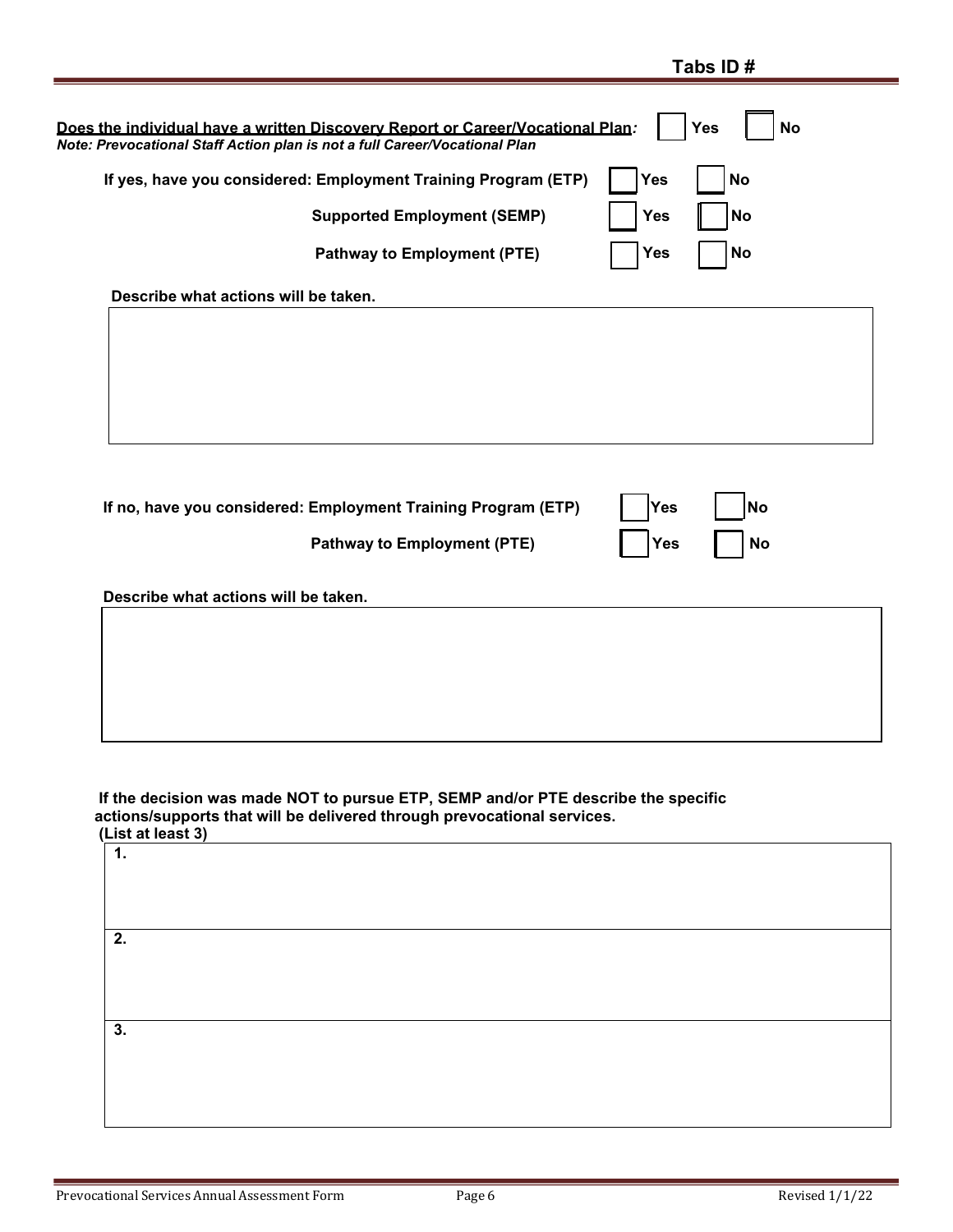**Tabs ID #**

**Does the individual have a written Discovery Report or Career/Vocational Plan:** ☐ Yes ☐ No
*Note: Prevocational Staff Action plan is not a full Career/Vocational Plan*

**If yes, have you considered: Employment Training Program (ETP)** ☐ Yes ☐ No

**Supported Employment (SEMP)** ☐ Yes ☐ No

**Pathway to Employment (PTE)** ☐ Yes ☐ No

**Describe what actions will be taken.**

| |
|---|
| |

**If no, have you considered: Employment Training Program (ETP)** ☐ Yes ☐ No

**Pathway to Employment (PTE)** ☐ Yes ☐ No

**Describe what actions will be taken.**

| |
|---|
| |

**If the decision was made NOT to pursue ETP, SEMP and/or PTE describe the specific actions/supports that will be delivered through prevocational services.**
**(List at least 3)**

| |
|---|
| **1.** |
| **2.** |
| **3.** |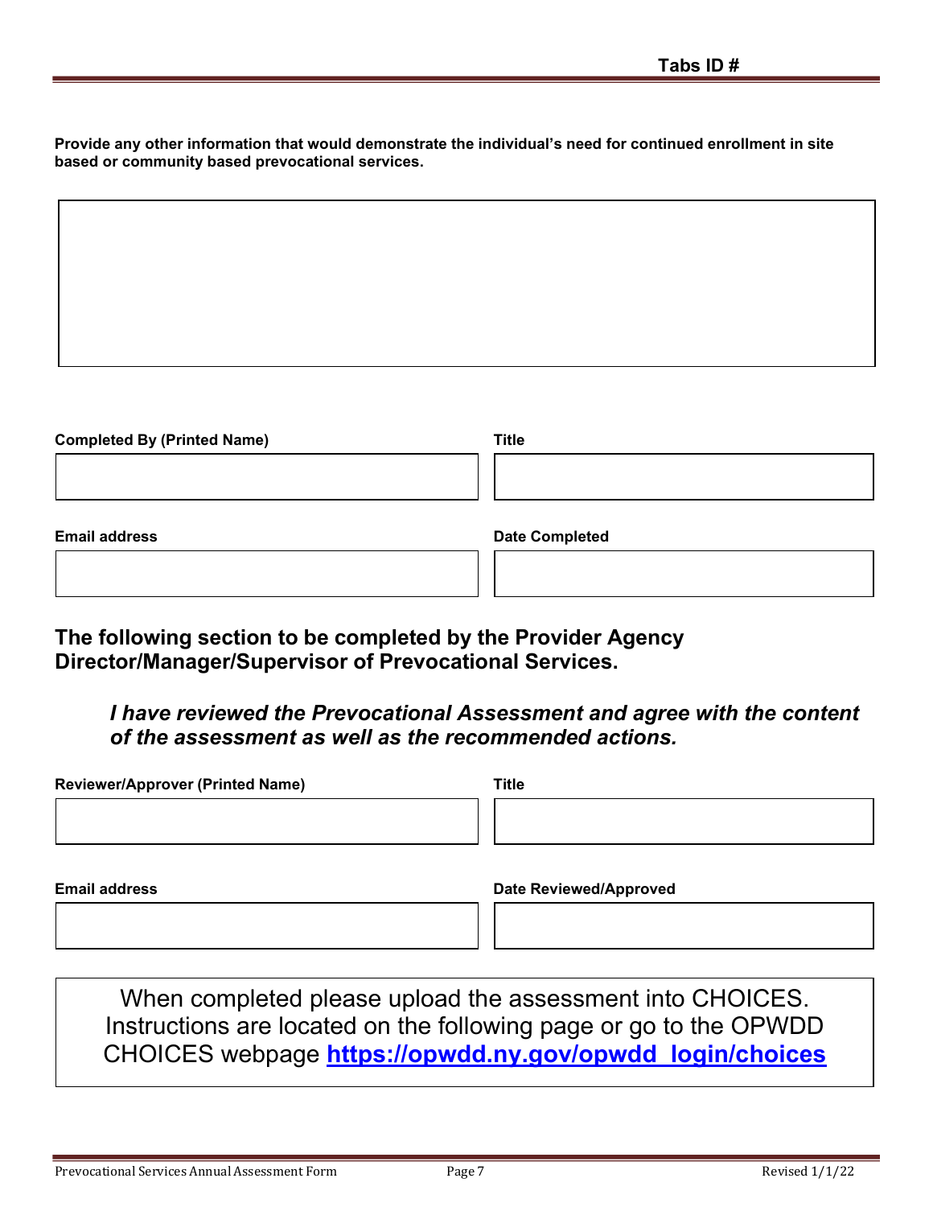Tabs ID #

**Provide any other information that would demonstrate the individual's need for continued enrollment in site based or community based prevocational services.**

| |
|---|
| |

| Completed By (Printed Name) | Title |
|---|---|
| | |

| Email address | Date Completed |
|---|---|
| | |

## The following section to be completed by the Provider Agency Director/Manager/Supervisor of Prevocational Services.

***I have reviewed the Prevocational Assessment and agree with the content of the assessment as well as the recommended actions.***

| Reviewer/Approver (Printed Name) | Title |
|---|---|
| | |

| Email address | Date Reviewed/Approved |
|---|---|
| | |

When completed please upload the assessment into CHOICES. Instructions are located on the following page or go to the OPWDD CHOICES webpage **https://opwdd.ny.gov/opwdd_login/choices**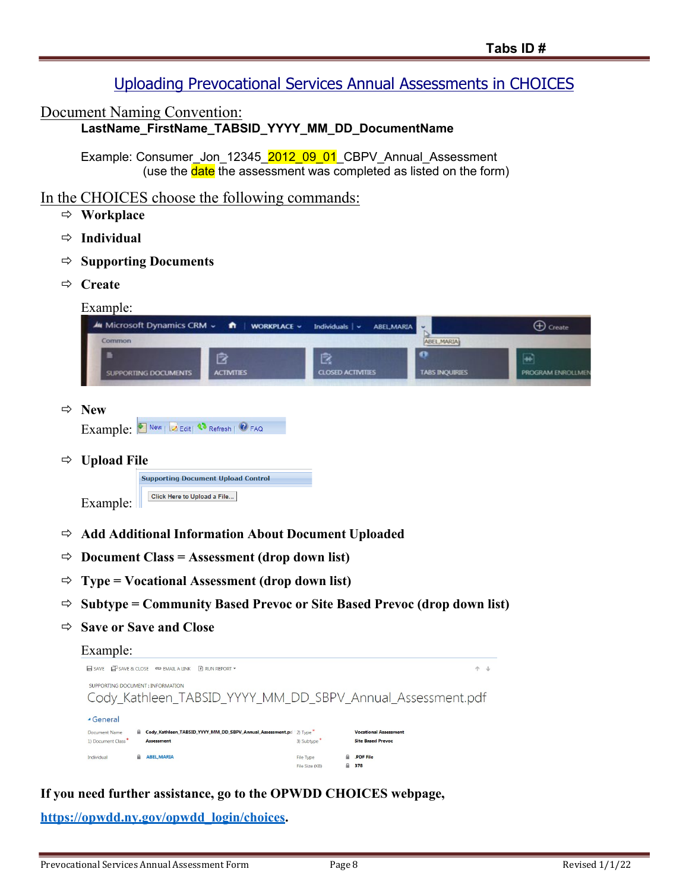# Uploading Prevocational Services Annual Assessments in CHOICES

## Document Naming Convention:

**LastName_FirstName_TABSID_YYYY_MM_DD_DocumentName**

Example: Consumer_Jon_12345_2012_09_01_CBPV_Annual_Assessment
(use the date the assessment was completed as listed on the form)

## In the CHOICES choose the following commands:

- ⇨ **Workplace**
- ⇨ **Individual**
- ⇨ **Supporting Documents**
- ⇨ **Create**

  Example:

- ⇨ **New**

  Example:

- ⇨ **Upload File**

  Example:

- ⇨ **Add Additional Information About Document Uploaded**
- ⇨ **Document Class = Assessment (drop down list)**
- ⇨ **Type = Vocational Assessment (drop down list)**
- ⇨ **Subtype = Community Based Prevoc or Site Based Prevoc (drop down list)**
- ⇨ **Save or Save and Close**

  Example:

**If you need further assistance, go to the OPWDD CHOICES webpage, [https://opwdd.ny.gov/opwdd_login/choices](https://opwdd.ny.gov/opwdd_login/choices).**